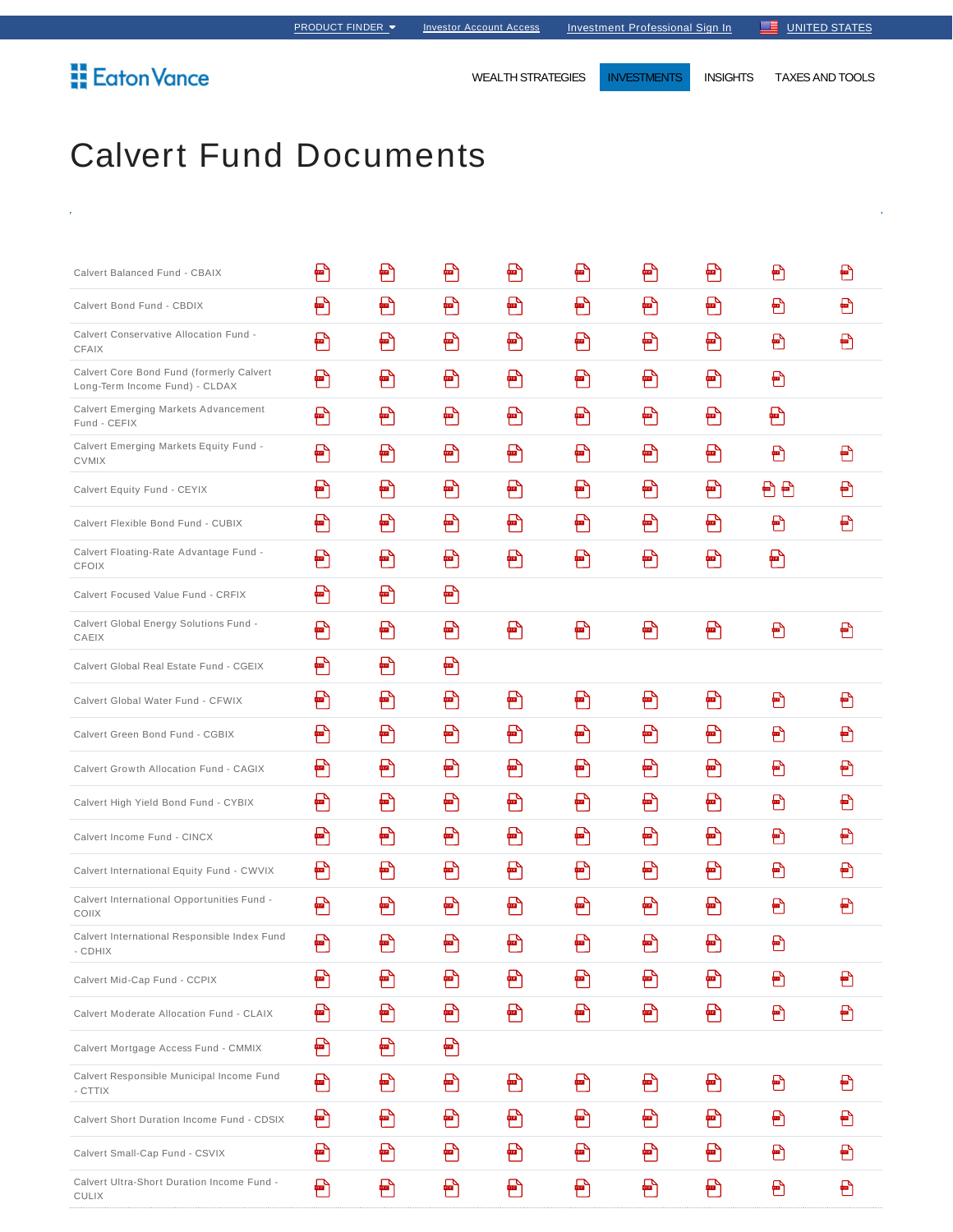# Calvert Fund Documents

| Fund | | | | | | | | | |
|---|---|---|---|---|---|---|---|---|---|
| Calvert Balanced Fund - CBAIX | PDF | PDF | PDF | PDF | PDF | PDF | PDF | PDF | PDF |
| Calvert Bond Fund - CBDIX | PDF | PDF | PDF | PDF | PDF | PDF | PDF | PDF | PDF |
| Calvert Conservative Allocation Fund - CFAIX | PDF | PDF | PDF | PDF | PDF | PDF | PDF | PDF | PDF |
| Calvert Core Bond Fund (formerly Calvert Long-Term Income Fund) - CLDAX | PDF | PDF | PDF | PDF | PDF | PDF | PDF | PDF | |
| Calvert Emerging Markets Advancement Fund - CEFIX | PDF | PDF | PDF | PDF | PDF | PDF | PDF | PDF | |
| Calvert Emerging Markets Equity Fund - CVMIX | PDF | PDF | PDF | PDF | PDF | PDF | PDF | PDF | PDF |
| Calvert Equity Fund - CEYIX | PDF | PDF | PDF | PDF | PDF | PDF | PDF | PDF PDF | PDF |
| Calvert Flexible Bond Fund - CUBIX | PDF | PDF | PDF | PDF | PDF | PDF | PDF | PDF | PDF |
| Calvert Floating-Rate Advantage Fund - CFOIX | PDF | PDF | PDF | PDF | PDF | PDF | PDF | PDF | |
| Calvert Focused Value Fund - CRFIX | PDF | PDF | PDF | | | | | | |
| Calvert Global Energy Solutions Fund - CAEIX | PDF | PDF | PDF | PDF | PDF | PDF | PDF | PDF | PDF |
| Calvert Global Real Estate Fund - CGEIX | PDF | PDF | PDF | | | | | | |
| Calvert Global Water Fund - CFWIX | PDF | PDF | PDF | PDF | PDF | PDF | PDF | PDF | PDF |
| Calvert Green Bond Fund - CGBIX | PDF | PDF | PDF | PDF | PDF | PDF | PDF | PDF | PDF |
| Calvert Growth Allocation Fund - CAGIX | PDF | PDF | PDF | PDF | PDF | PDF | PDF | PDF | PDF |
| Calvert High Yield Bond Fund - CYBIX | PDF | PDF | PDF | PDF | PDF | PDF | PDF | PDF | PDF |
| Calvert Income Fund - CINCX | PDF | PDF | PDF | PDF | PDF | PDF | PDF | PDF | PDF |
| Calvert International Equity Fund - CWVIX | PDF | PDF | PDF | PDF | PDF | PDF | PDF | PDF | PDF |
| Calvert International Opportunities Fund - COIIX | PDF | PDF | PDF | PDF | PDF | PDF | PDF | PDF | PDF |
| Calvert International Responsible Index Fund - CDHIX | PDF | PDF | PDF | PDF | PDF | PDF | PDF | PDF | |
| Calvert Mid-Cap Fund - CCPIX | PDF | PDF | PDF | PDF | PDF | PDF | PDF | PDF | PDF |
| Calvert Moderate Allocation Fund - CLAIX | PDF | PDF | PDF | PDF | PDF | PDF | PDF | PDF | PDF |
| Calvert Mortgage Access Fund - CMMIX | PDF | PDF | PDF | | | | | | |
| Calvert Responsible Municipal Income Fund - CTTIX | PDF | PDF | PDF | PDF | PDF | PDF | PDF | PDF | PDF |
| Calvert Short Duration Income Fund - CDSIX | PDF | PDF | PDF | PDF | PDF | PDF | PDF | PDF | PDF |
| Calvert Small-Cap Fund - CSVIX | PDF | PDF | PDF | PDF | PDF | PDF | PDF | PDF | PDF |
| Calvert Ultra-Short Duration Income Fund - CULIX | PDF | PDF | PDF | PDF | PDF | PDF | PDF | PDF | PDF |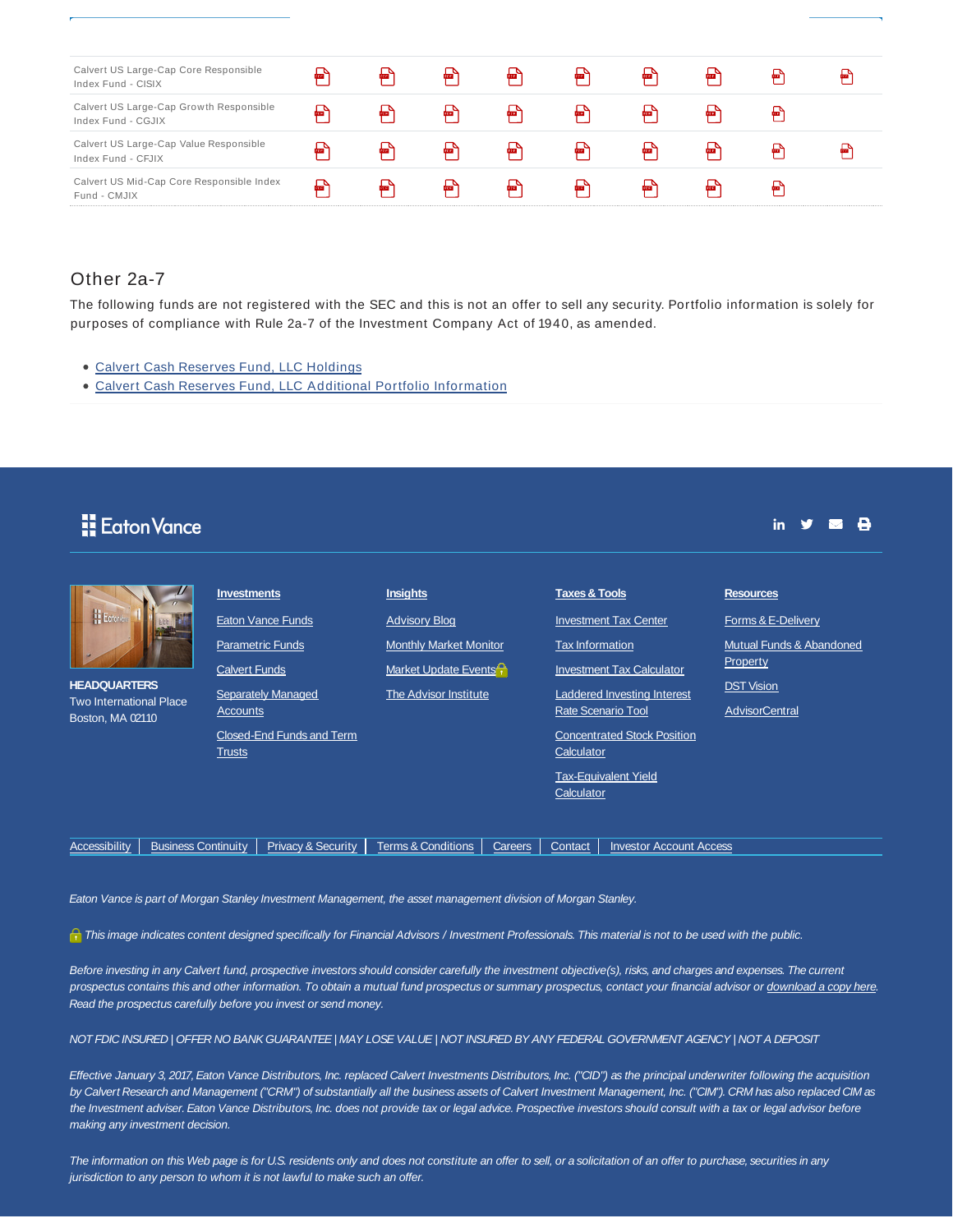| | | | | | | | | | |
|---|---|---|---|---|---|---|---|---|---|
| Calvert US Large-Cap Core Responsible Index Fund - CISIX | PDF | PDF | PDF | PDF | PDF | PDF | PDF | PDF | PDF |
| Calvert US Large-Cap Growth Responsible Index Fund - CGJIX | PDF | PDF | PDF | PDF | PDF | PDF | PDF | PDF | |
| Calvert US Large-Cap Value Responsible Index Fund - CFJIX | PDF | PDF | PDF | PDF | PDF | PDF | PDF | PDF | PDF |
| Calvert US Mid-Cap Core Responsible Index Fund - CMJIX | PDF | PDF | PDF | PDF | PDF | PDF | PDF | PDF | |

## Other 2a-7

The following funds are not registered with the SEC and this is not an offer to sell any security. Portfolio information is solely for purposes of compliance with Rule 2a-7 of the Investment Company Act of 1940, as amended.

- Calvert Cash Reserves Fund, LLC Holdings
- Calvert Cash Reserves Fund, LLC Additional Portfolio Information

Eaton Vance

**HEADQUARTERS**
Two International Place
Boston, MA 02110

**Investments**
- Eaton Vance Funds
- Parametric Funds
- Calvert Funds
- Separately Managed Accounts
- Closed-End Funds and Term Trusts

**Insights**
- Advisory Blog
- Monthly Market Monitor
- Market Update Events
- The Advisor Institute

**Taxes & Tools**
- Investment Tax Center
- Tax Information
- Investment Tax Calculator
- Laddered Investing Interest Rate Scenario Tool
- Concentrated Stock Position Calculator
- Tax-Equivalent Yield Calculator

**Resources**
- Forms & E-Delivery
- Mutual Funds & Abandoned Property
- DST Vision
- AdvisorCentral

Accessibility | Business Continuity | Privacy & Security | Terms & Conditions | Careers | Contact | Investor Account Access

*Eaton Vance is part of Morgan Stanley Investment Management, the asset management division of Morgan Stanley.*

*This image indicates content designed specifically for Financial Advisors / Investment Professionals. This material is not to be used with the public.*

*Before investing in any Calvert fund, prospective investors should consider carefully the investment objective(s), risks, and charges and expenses. The current prospectus contains this and other information. To obtain a mutual fund prospectus or summary prospectus, contact your financial advisor or download a copy here. Read the prospectus carefully before you invest or send money.*

*NOT FDIC INSURED | OFFER NO BANK GUARANTEE | MAY LOSE VALUE | NOT INSURED BY ANY FEDERAL GOVERNMENT AGENCY | NOT A DEPOSIT*

*Effective January 3, 2017, Eaton Vance Distributors, Inc. replaced Calvert Investments Distributors, Inc. ("CID") as the principal underwriter following the acquisition by Calvert Research and Management ("CRM") of substantially all the business assets of Calvert Investment Management, Inc. ("CIM"). CRM has also replaced CIM as the investment adviser. Eaton Vance Distributors, Inc. does not provide tax or legal advice. Prospective investors should consult with a tax or legal advisor before making any investment decision.*

*The information on this Web page is for U.S. residents only and does not constitute an offer to sell, or a solicitation of an offer to purchase, securities in any jurisdiction to any person to whom it is not lawful to make such an offer.*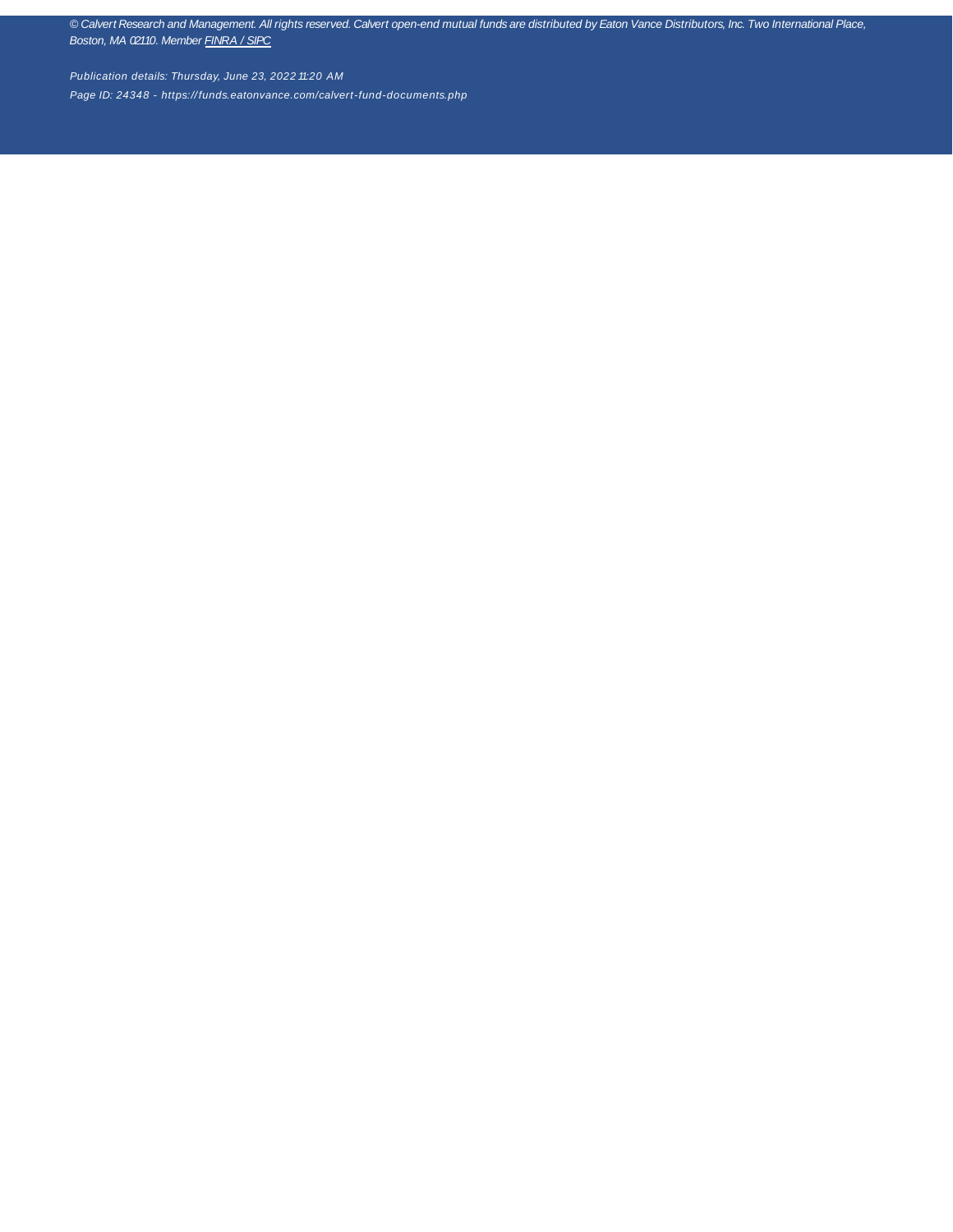*© Calvert Research and Management. All rights reserved. Calvert open-end mutual funds are distributed by Eaton Vance Distributors, Inc. Two International Place, Boston, MA 02110. Member FINRA / SIPC*

*Publication details: Thursday, June 23, 2022 11:20 AM*

*Page ID: 24348 - https://funds.eatonvance.com/calvert-fund-documents.php*